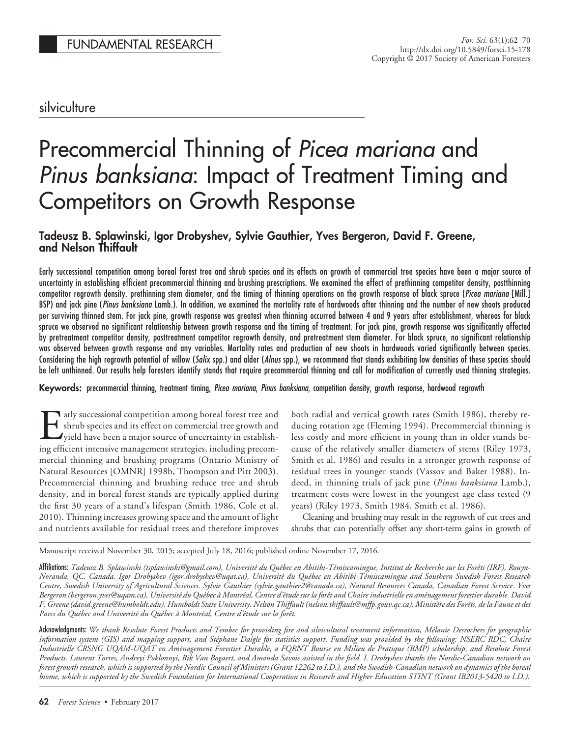FUNDAMENTAL RESEARCH

silviculture

# Precommercial Thinning of *Picea mariana* and *Pinus banksiana*: Impact of Treatment Timing and Competitors on Growth Response

**Tadeusz B. Splawinski, Igor Drobyshev, Sylvie Gauthier, Yves Bergeron, David F. Greene, and Nelson Thiffault**

Early successional competition among boreal forest tree and shrub species and its effects on growth of commercial tree species have been a major source of uncertainty in establishing efficient precommercial thinning and brushing prescriptions. We examined the effect of prethinning competitor density, postthinning competitor regrowth density, prethinning stem diameter, and the timing of thinning operations on the growth response of black spruce (*Picea mariana* [Mill.] BSP) and jack pine (*Pinus banksiana* Lamb.). In addition, we examined the mortality rate of hardwoods after thinning and the number of new shoots produced per surviving thinned stem. For jack pine, growth response was greatest when thinning occurred between 4 and 9 years after establishment, whereas for black spruce we observed no significant relationship between growth response and the timing of treatment. For jack pine, growth response was significantly affected by pretreatment competitor density, posttreatment competitor regrowth density, and pretreatment stem diameter. For black spruce, no significant relationship was observed between growth response and any variables. Mortality rates and production of new shoots in hardwoods varied significantly between species. Considering the high regrowth potential of willow (*Salix* spp.) and alder (*Alnus* spp.), we recommend that stands exhibiting low densities of these species should be left unthinned. Our results help foresters identify stands that require precommercial thinning and call for modification of currently used thinning strategies.

**Keywords:** precommercial thinning, treatment timing, *Picea mariana*, *Pinus banksiana*, competition density, growth response, hardwood regrowth

Early successional competition among boreal forest tree and shrub species and its effect on commercial tree growth and yield have been a major source of uncertainty in establishing efficient intensive management strategies, including precommercial thinning and brushing programs (Ontario Ministry of Natural Resources [OMNR] 1998b, Thompson and Pitt 2003). Precommercial thinning and brushing reduce tree and shrub density, and in boreal forest stands are typically applied during the first 30 years of a stand's lifespan (Smith 1986, Cole et al. 2010). Thinning increases growing space and the amount of light and nutrients available for residual trees and therefore improves both radial and vertical growth rates (Smith 1986), thereby reducing rotation age (Fleming 1994). Precommercial thinning is less costly and more efficient in young than in older stands because of the relatively smaller diameters of stems (Riley 1973, Smith et al. 1986) and results in a stronger growth response of residual trees in younger stands (Vassov and Baker 1988). Indeed, in thinning trials of jack pine (*Pinus banksiana* Lamb.), treatment costs were lowest in the youngest age class tested (9 years) (Riley 1973, Smith 1984, Smith et al. 1986).

Cleaning and brushing may result in the regrowth of cut trees and shrubs that can potentially offset any short-term gains in growth of

Manuscript received November 30, 2015; accepted July 18, 2016; published online November 17, 2016.

Affiliations: *Tadeusz B. Splawinski (tsplawinski@gmail.com), Université du Québec en Abitibi-Témiscamingue, Institut de Recherche sur les Forêts (IRF), Rouyn-Noranda, QC, Canada. Igor Drobyshev (igor.drobyshev@uqat.ca), Université du Québec en Abitibi-Témiscamingue and Southern Swedish Forest Research Centre, Swedish University of Agricultural Sciences. Sylvie Gauthier (sylvie.gauthier2@canada.ca), Natural Resources Canada, Canadian Forest Service. Yves Bergeron (bergeron.yves@uqam.ca), Université du Québec à Montréal, Centre d'étude sur la forêt and Chaire industrielle en aménagement forestier durable. David F. Greene (david.greene@humboldt.edu), Humboldt State University. Nelson Thiffault (nelson.thiffault@mffp.gouv.qc.ca), Ministère des Forêts, de la Faune et des Parcs du Québec and Université du Québec à Montréal, Centre d'étude sur la forêt.*

Acknowledgments: *We thank Resolute Forest Products and Tembec for providing fire and silvicultural treatment information, Mélanie Desrochers for geographic information system (GIS) and mapping support, and Stéphane Daigle for statistics support. Funding was provided by the following: NSERC RDC, Chaire Industrielle CRSNG UQAM-UQAT en Aménagement Forestier Durable, a FQRNT Bourse en Milieu de Pratique (BMP) scholarship, and Resolute Forest Products. Laurent Torres, Andreyi Poklonnyi, Rik Van Bogaert, and Amanda Savoie assisted in the field. I. Drobyshev thanks the Nordic-Canadian network on forest growth research, which is supported by the Nordic Council of Ministers (Grant 12262 to I.D.), and the Swedish-Canadian network on dynamics of the boreal biome, which is supported by the Swedish Foundation for International Cooperation in Research and Higher Education STINT (Grant IB2013-5420 to I.D.).*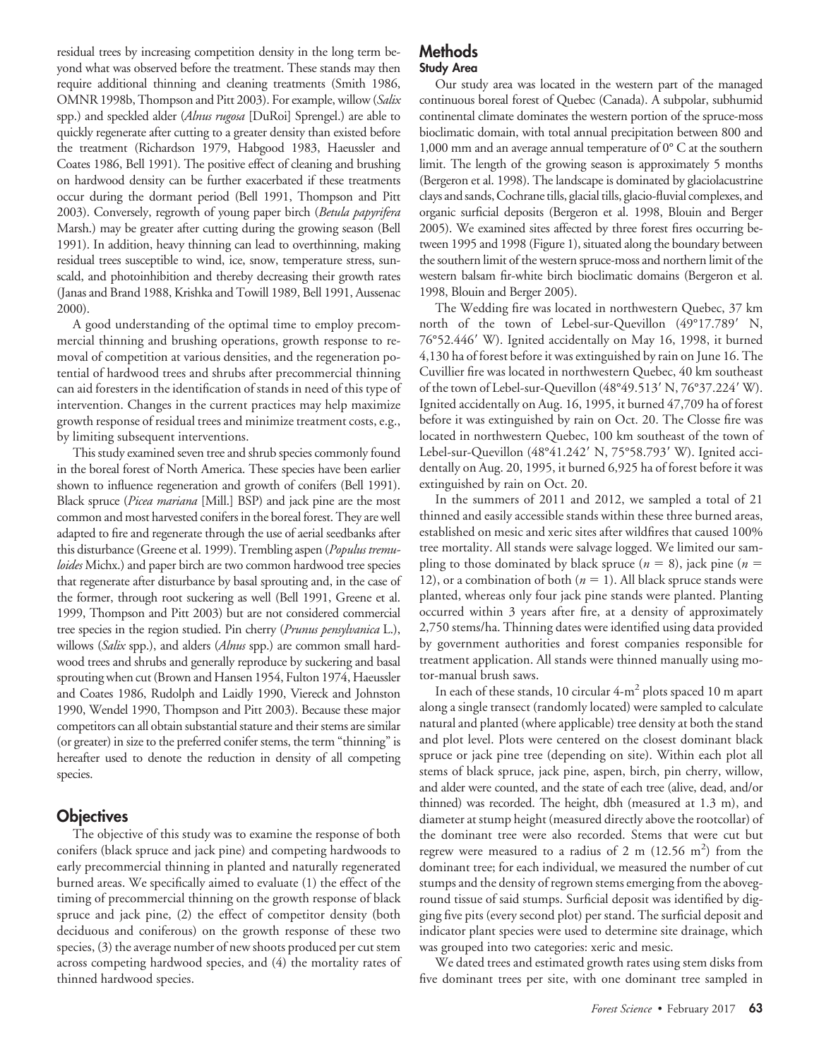residual trees by increasing competition density in the long term beyond what was observed before the treatment. These stands may then require additional thinning and cleaning treatments (Smith 1986, OMNR 1998b, Thompson and Pitt 2003). For example, willow (*Salix* spp.) and speckled alder (*Alnus rugosa* [DuRoi] Sprengel.) are able to quickly regenerate after cutting to a greater density than existed before the treatment (Richardson 1979, Habgood 1983, Haeussler and Coates 1986, Bell 1991). The positive effect of cleaning and brushing on hardwood density can be further exacerbated if these treatments occur during the dormant period (Bell 1991, Thompson and Pitt 2003). Conversely, regrowth of young paper birch (*Betula papyrifera* Marsh.) may be greater after cutting during the growing season (Bell 1991). In addition, heavy thinning can lead to overthinning, making residual trees susceptible to wind, ice, snow, temperature stress, sunscald, and photoinhibition and thereby decreasing their growth rates (Janas and Brand 1988, Krishka and Towill 1989, Bell 1991, Aussenac 2000).

A good understanding of the optimal time to employ precommercial thinning and brushing operations, growth response to removal of competition at various densities, and the regeneration potential of hardwood trees and shrubs after precommercial thinning can aid foresters in the identification of stands in need of this type of intervention. Changes in the current practices may help maximize growth response of residual trees and minimize treatment costs, e.g., by limiting subsequent interventions.

This study examined seven tree and shrub species commonly found in the boreal forest of North America. These species have been earlier shown to influence regeneration and growth of conifers (Bell 1991). Black spruce (*Picea mariana* [Mill.] BSP) and jack pine are the most common and most harvested conifers in the boreal forest. They are well adapted to fire and regenerate through the use of aerial seedbanks after this disturbance (Greene et al. 1999). Trembling aspen (*Populus tremuloides* Michx.) and paper birch are two common hardwood tree species that regenerate after disturbance by basal sprouting and, in the case of the former, through root suckering as well (Bell 1991, Greene et al. 1999, Thompson and Pitt 2003) but are not considered commercial tree species in the region studied. Pin cherry (*Prunus pensylvanica* L.), willows (*Salix* spp.), and alders (*Alnus* spp.) are common small hardwood trees and shrubs and generally reproduce by suckering and basal sprouting when cut (Brown and Hansen 1954, Fulton 1974, Haeussler and Coates 1986, Rudolph and Laidly 1990, Viereck and Johnston 1990, Wendel 1990, Thompson and Pitt 2003). Because these major competitors can all obtain substantial stature and their stems are similar (or greater) in size to the preferred conifer stems, the term "thinning" is hereafter used to denote the reduction in density of all competing species.

## Objectives

The objective of this study was to examine the response of both conifers (black spruce and jack pine) and competing hardwoods to early precommercial thinning in planted and naturally regenerated burned areas. We specifically aimed to evaluate (1) the effect of the timing of precommercial thinning on the growth response of black spruce and jack pine, (2) the effect of competitor density (both deciduous and coniferous) on the growth response of these two species, (3) the average number of new shoots produced per cut stem across competing hardwood species, and (4) the mortality rates of thinned hardwood species.

## Methods

### Study Area

Our study area was located in the western part of the managed continuous boreal forest of Quebec (Canada). A subpolar, subhumid continental climate dominates the western portion of the spruce-moss bioclimatic domain, with total annual precipitation between 800 and 1,000 mm and an average annual temperature of 0° C at the southern limit. The length of the growing season is approximately 5 months (Bergeron et al. 1998). The landscape is dominated by glaciolacustrine clays and sands, Cochrane tills, glacial tills, glacio-fluvial complexes, and organic surficial deposits (Bergeron et al. 1998, Blouin and Berger 2005). We examined sites affected by three forest fires occurring between 1995 and 1998 (Figure 1), situated along the boundary between the southern limit of the western spruce-moss and northern limit of the western balsam fir-white birch bioclimatic domains (Bergeron et al. 1998, Blouin and Berger 2005).

The Wedding fire was located in northwestern Quebec, 37 km north of the town of Lebel-sur-Quevillon (49°17.789′ N, 76°52.446′ W). Ignited accidentally on May 16, 1998, it burned 4,130 ha of forest before it was extinguished by rain on June 16. The Cuvillier fire was located in northwestern Quebec, 40 km southeast of the town of Lebel-sur-Quevillon (48°49.513′ N, 76°37.224′ W). Ignited accidentally on Aug. 16, 1995, it burned 47,709 ha of forest before it was extinguished by rain on Oct. 20. The Closse fire was located in northwestern Quebec, 100 km southeast of the town of Lebel-sur-Quevillon (48°41.242′ N, 75°58.793′ W). Ignited accidentally on Aug. 20, 1995, it burned 6,925 ha of forest before it was extinguished by rain on Oct. 20.

In the summers of 2011 and 2012, we sampled a total of 21 thinned and easily accessible stands within these three burned areas, established on mesic and xeric sites after wildfires that caused 100% tree mortality. All stands were salvage logged. We limited our sampling to those dominated by black spruce ($n = 8$), jack pine ($n = 12$), or a combination of both ($n = 1$). All black spruce stands were planted, whereas only four jack pine stands were planted. Planting occurred within 3 years after fire, at a density of approximately 2,750 stems/ha. Thinning dates were identified using data provided by government authorities and forest companies responsible for treatment application. All stands were thinned manually using motor-manual brush saws.

In each of these stands, 10 circular 4-$m^2$ plots spaced 10 m apart along a single transect (randomly located) were sampled to calculate natural and planted (where applicable) tree density at both the stand and plot level. Plots were centered on the closest dominant black spruce or jack pine tree (depending on site). Within each plot all stems of black spruce, jack pine, aspen, birch, pin cherry, willow, and alder were counted, and the state of each tree (alive, dead, and/or thinned) was recorded. The height, dbh (measured at 1.3 m), and diameter at stump height (measured directly above the rootcollar) of the dominant tree were also recorded. Stems that were cut but regrew were measured to a radius of 2 m (12.56 $m^2$) from the dominant tree; for each individual, we measured the number of cut stumps and the density of regrown stems emerging from the aboveground tissue of said stumps. Surficial deposit was identified by digging five pits (every second plot) per stand. The surficial deposit and indicator plant species were used to determine site drainage, which was grouped into two categories: xeric and mesic.

We dated trees and estimated growth rates using stem disks from five dominant trees per site, with one dominant tree sampled in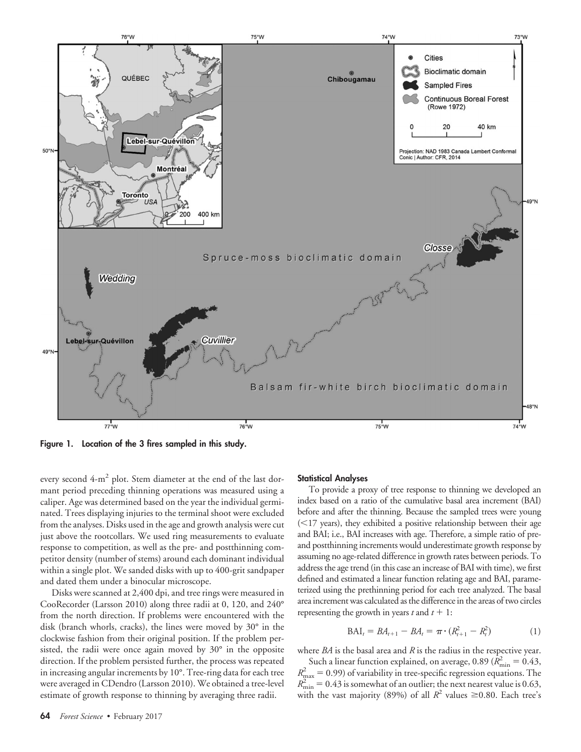Figure 1. Location of the 3 fires sampled in this study.

every second 4-m$^2$ plot. Stem diameter at the end of the last dormant period preceding thinning operations was measured using a caliper. Age was determined based on the year the individual germinated. Trees displaying injuries to the terminal shoot were excluded from the analyses. Disks used in the age and growth analysis were cut just above the rootcollars. We used ring measurements to evaluate response to competition, as well as the pre- and postthinning competitor density (number of stems) around each dominant individual within a single plot. We sanded disks with up to 400-grit sandpaper and dated them under a binocular microscope.

Disks were scanned at 2,400 dpi, and tree rings were measured in CooRecorder (Larsson 2010) along three radii at 0, 120, and 240° from the north direction. If problems were encountered with the disk (branch whorls, cracks), the lines were moved by 30° in the clockwise fashion from their original position. If the problem persisted, the radii were once again moved by 30° in the opposite direction. If the problem persisted further, the process was repeated in increasing angular increments by 10°. Tree-ring data for each tree were averaged in CDendro (Larsson 2010). We obtained a tree-level estimate of growth response to thinning by averaging three radii.

#### Statistical Analyses

To provide a proxy of tree response to thinning we developed an index based on a ratio of the cumulative basal area increment (BAI) before and after the thinning. Because the sampled trees were young (<17 years), they exhibited a positive relationship between their age and BAI; i.e., BAI increases with age. Therefore, a simple ratio of pre- and postthinning increments would underestimate growth response by assuming no age-related difference in growth rates between periods. To address the age trend (in this case an increase of BAI with time), we first defined and estimated a linear function relating age and BAI, parameterized using the prethinning period for each tree analyzed. The basal area increment was calculated as the difference in the areas of two circles representing the growth in years $t$ and $t+1$:

$$\text{BAI}_t = BA_{t+1} - BA_t = \pi \cdot (R_{t+1}^2 - R_t^2) \quad (1)$$

where $BA$ is the basal area and $R$ is the radius in the respective year.

Such a linear function explained, on average, 0.89 ($R^2_{\text{min}} = 0.43$, $R^2_{\text{max}} = 0.99$) of variability in tree-specific regression equations. The $R^2_{\text{min}} = 0.43$ is somewhat of an outlier; the next nearest value is 0.63, with the vast majority (89%) of all $R^2$ values $\geq$0.80. Each tree's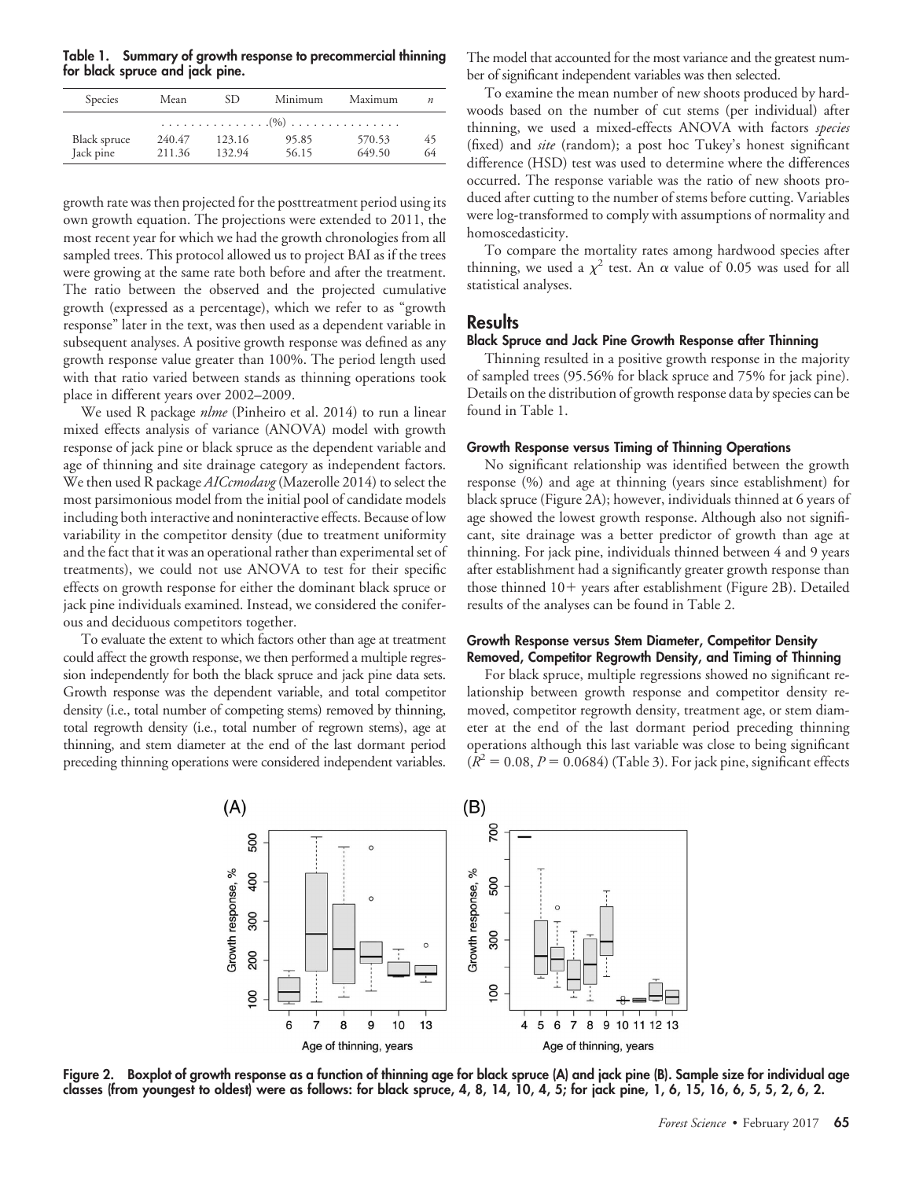**Table 1. Summary of growth response to precommercial thinning for black spruce and jack pine.**

| Species | Mean | SD | Minimum | Maximum | $n$ |
|---|---|---|---|---|---|
| | (%) | | | | |
| Black spruce | 240.47 | 123.16 | 95.85 | 570.53 | 45 |
| Jack pine | 211.36 | 132.94 | 56.15 | 649.50 | 64 |

growth rate was then projected for the posttreatment period using its own growth equation. The projections were extended to 2011, the most recent year for which we had the growth chronologies from all sampled trees. This protocol allowed us to project BAI as if the trees were growing at the same rate both before and after the treatment. The ratio between the observed and the projected cumulative growth (expressed as a percentage), which we refer to as "growth response" later in the text, was then used as a dependent variable in subsequent analyses. A positive growth response was defined as any growth response value greater than 100%. The period length used with that ratio varied between stands as thinning operations took place in different years over 2002–2009.

We used R package *nlme* (Pinheiro et al. 2014) to run a linear mixed effects analysis of variance (ANOVA) model with growth response of jack pine or black spruce as the dependent variable and age of thinning and site drainage category as independent factors. We then used R package *AICcmodavg* (Mazerolle 2014) to select the most parsimonious model from the initial pool of candidate models including both interactive and noninteractive effects. Because of low variability in the competitor density (due to treatment uniformity and the fact that it was an operational rather than experimental set of treatments), we could not use ANOVA to test for their specific effects on growth response for either the dominant black spruce or jack pine individuals examined. Instead, we considered the coniferous and deciduous competitors together.

To evaluate the extent to which factors other than age at treatment could affect the growth response, we then performed a multiple regression independently for both the black spruce and jack pine data sets. Growth response was the dependent variable, and total competitor density (i.e., total number of competing stems) removed by thinning, total regrowth density (i.e., total number of regrown stems), age at thinning, and stem diameter at the end of the last dormant period preceding thinning operations were considered independent variables. The model that accounted for the most variance and the greatest number of significant independent variables was then selected.

To examine the mean number of new shoots produced by hardwoods based on the number of cut stems (per individual) after thinning, we used a mixed-effects ANOVA with factors *species* (fixed) and *site* (random); a post hoc Tukey's honest significant difference (HSD) test was used to determine where the differences occurred. The response variable was the ratio of new shoots produced after cutting to the number of stems before cutting. Variables were log-transformed to comply with assumptions of normality and homoscedasticity.

To compare the mortality rates among hardwood species after thinning, we used a $\chi^2$ test. An $\alpha$ value of 0.05 was used for all statistical analyses.

## Results

### Black Spruce and Jack Pine Growth Response after Thinning

Thinning resulted in a positive growth response in the majority of sampled trees (95.56% for black spruce and 75% for jack pine). Details on the distribution of growth response data by species can be found in Table 1.

### Growth Response versus Timing of Thinning Operations

No significant relationship was identified between the growth response (%) and age at thinning (years since establishment) for black spruce (Figure 2A); however, individuals thinned at 6 years of age showed the lowest growth response. Although also not significant, site drainage was a better predictor of growth than age at thinning. For jack pine, individuals thinned between 4 and 9 years after establishment had a significantly greater growth response than those thinned 10+ years after establishment (Figure 2B). Detailed results of the analyses can be found in Table 2.

### Growth Response versus Stem Diameter, Competitor Density Removed, Competitor Regrowth Density, and Timing of Thinning

For black spruce, multiple regressions showed no significant relationship between growth response and competitor density removed, competitor regrowth density, treatment age, or stem diameter at the end of the last dormant period preceding thinning operations although this last variable was close to being significant ($R^2 = 0.08$, $P = 0.0684$) (Table 3). For jack pine, significant effects

**Figure 2. Boxplot of growth response as a function of thinning age for black spruce (A) and jack pine (B). Sample size for individual age classes (from youngest to oldest) were as follows: for black spruce, 4, 8, 14, 10, 4, 5; for jack pine, 1, 6, 15, 16, 6, 5, 5, 2, 6, 2.**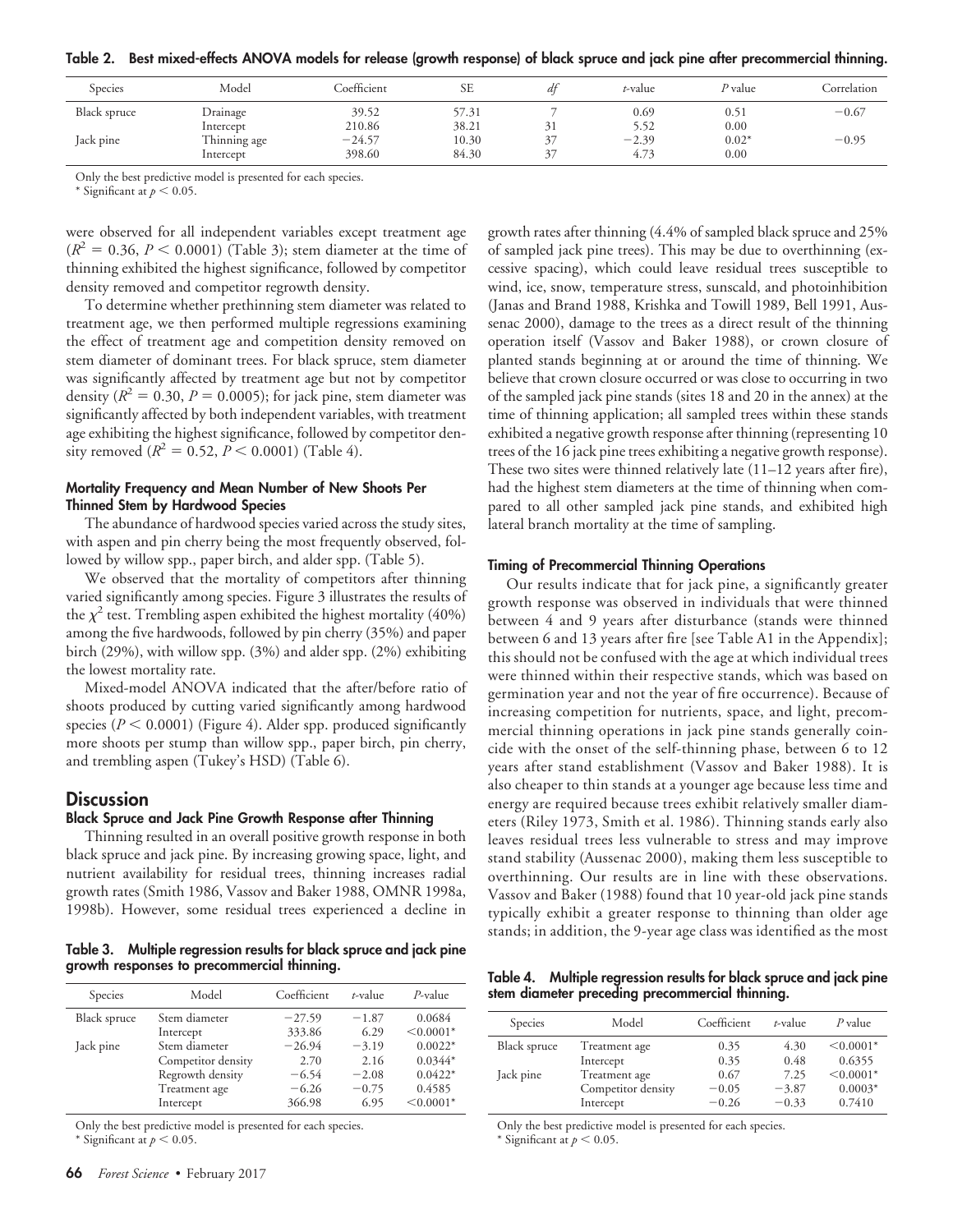**Table 2. Best mixed-effects ANOVA models for release (growth response) of black spruce and jack pine after precommercial thinning.**

| Species | Model | Coefficient | SE | *df* | *t*-value | *P* value | Correlation |
|---|---|---|---|---|---|---|---|
| Black spruce | Drainage | 39.52 | 57.31 | 7 | 0.69 | 0.51 | −0.67 |
| | Intercept | 210.86 | 38.21 | 31 | 5.52 | 0.00 | |
| Jack pine | Thinning age | −24.57 | 10.30 | 37 | −2.39 | 0.02* | −0.95 |
| | Intercept | 398.60 | 84.30 | 37 | 4.73 | 0.00 | |

Only the best predictive model is presented for each species.
\* Significant at $p < 0.05$.

were observed for all independent variables except treatment age ($R^2 = 0.36$, $P < 0.0001$) (Table 3); stem diameter at the time of thinning exhibited the highest significance, followed by competitor density removed and competitor regrowth density.

To determine whether prethinning stem diameter was related to treatment age, we then performed multiple regressions examining the effect of treatment age and competition density removed on stem diameter of dominant trees. For black spruce, stem diameter was significantly affected by treatment age but not by competitor density ($R^2 = 0.30$, $P = 0.0005$); for jack pine, stem diameter was significantly affected by both independent variables, with treatment age exhibiting the highest significance, followed by competitor density removed ($R^2 = 0.52$, $P < 0.0001$) (Table 4).

#### Mortality Frequency and Mean Number of New Shoots Per Thinned Stem by Hardwood Species

The abundance of hardwood species varied across the study sites, with aspen and pin cherry being the most frequently observed, followed by willow spp., paper birch, and alder spp. (Table 5).

We observed that the mortality of competitors after thinning varied significantly among species. Figure 3 illustrates the results of the $\chi^2$ test. Trembling aspen exhibited the highest mortality (40%) among the five hardwoods, followed by pin cherry (35%) and paper birch (29%), with willow spp. (3%) and alder spp. (2%) exhibiting the lowest mortality rate.

Mixed-model ANOVA indicated that the after/before ratio of shoots produced by cutting varied significantly among hardwood species ($P < 0.0001$) (Figure 4). Alder spp. produced significantly more shoots per stump than willow spp., paper birch, pin cherry, and trembling aspen (Tukey's HSD) (Table 6).

## Discussion

#### Black Spruce and Jack Pine Growth Response after Thinning

Thinning resulted in an overall positive growth response in both black spruce and jack pine. By increasing growing space, light, and nutrient availability for residual trees, thinning increases radial growth rates (Smith 1986, Vassov and Baker 1988, OMNR 1998a, 1998b). However, some residual trees experienced a decline in growth rates after thinning (4.4% of sampled black spruce and 25% of sampled jack pine trees). This may be due to overthinning (excessive spacing), which could leave residual trees susceptible to wind, ice, snow, temperature stress, sunscald, and photoinhibition (Janas and Brand 1988, Krishka and Towill 1989, Bell 1991, Aussenac 2000), damage to the trees as a direct result of the thinning operation itself (Vassov and Baker 1988), or crown closure of planted stands beginning at or around the time of thinning. We believe that crown closure occurred or was close to occurring in two of the sampled jack pine stands (sites 18 and 20 in the annex) at the time of thinning application; all sampled trees within these stands exhibited a negative growth response after thinning (representing 10 trees of the 16 jack pine trees exhibiting a negative growth response). These two sites were thinned relatively late (11–12 years after fire), had the highest stem diameters at the time of thinning when compared to all other sampled jack pine stands, and exhibited high lateral branch mortality at the time of sampling.

#### Timing of Precommercial Thinning Operations

Our results indicate that for jack pine, a significantly greater growth response was observed in individuals that were thinned between 4 and 9 years after disturbance (stands were thinned between 6 and 13 years after fire [see Table A1 in the Appendix]; this should not be confused with the age at which individual trees were thinned within their respective stands, which was based on germination year and not the year of fire occurrence). Because of increasing competition for nutrients, space, and light, precommercial thinning operations in jack pine stands generally coincide with the onset of the self-thinning phase, between 6 to 12 years after stand establishment (Vassov and Baker 1988). It is also cheaper to thin stands at a younger age because less time and energy are required because trees exhibit relatively smaller diameters (Riley 1973, Smith et al. 1986). Thinning stands early also leaves residual trees less vulnerable to stress and may improve stand stability (Aussenac 2000), making them less susceptible to overthinning. Our results are in line with these observations. Vassov and Baker (1988) found that 10 year-old jack pine stands typically exhibit a greater response to thinning than older age stands; in addition, the 9-year age class was identified as the most

**Table 3. Multiple regression results for black spruce and jack pine growth responses to precommercial thinning.**

| Species | Model | Coefficient | *t*-value | *P*-value |
|---|---|---|---|---|
| Black spruce | Stem diameter | −27.59 | −1.87 | 0.0684 |
| | Intercept | 333.86 | 6.29 | <0.0001* |
| Jack pine | Stem diameter | −26.94 | −3.19 | 0.0022* |
| | Competitor density | 2.70 | 2.16 | 0.0344* |
| | Regrowth density | −6.54 | −2.08 | 0.0422* |
| | Treatment age | −6.26 | −0.75 | 0.4585 |
| | Intercept | 366.98 | 6.95 | <0.0001* |

Only the best predictive model is presented for each species.
\* Significant at $p < 0.05$.

**Table 4. Multiple regression results for black spruce and jack pine stem diameter preceding precommercial thinning.**

| Species | Model | Coefficient | *t*-value | *P* value |
|---|---|---|---|---|
| Black spruce | Treatment age | 0.35 | 4.30 | <0.0001* |
| | Intercept | 0.35 | 0.48 | 0.6355 |
| Jack pine | Treatment age | 0.67 | 7.25 | <0.0001* |
| | Competitor density | −0.05 | −3.87 | 0.0003* |
| | Intercept | −0.26 | −0.33 | 0.7410 |

Only the best predictive model is presented for each species.
\* Significant at $p < 0.05$.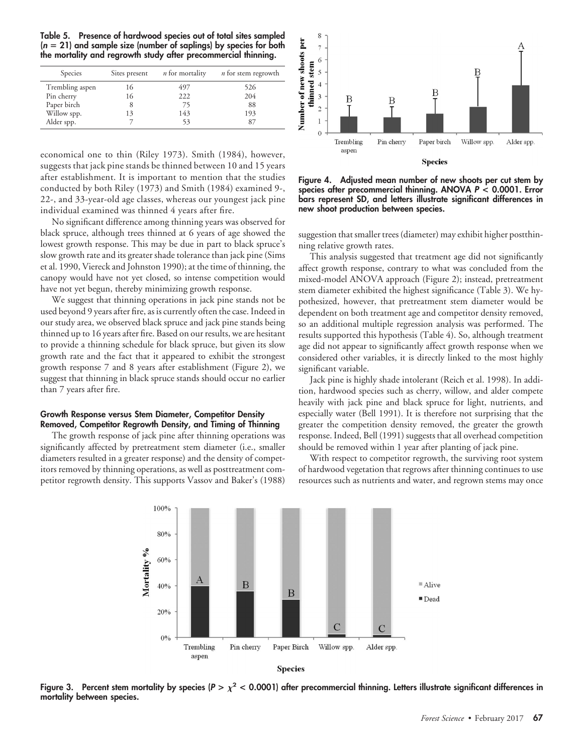**Table 5. Presence of hardwood species out of total sites sampled ($n = 21$) and sample size (number of saplings) by species for both the mortality and regrowth study after precommercial thinning.**

| Species | Sites present | *n* for mortality | *n* for stem regrowth |
|---|---|---|---|
| Trembling aspen | 16 | 497 | 526 |
| Pin cherry | 16 | 222 | 204 |
| Paper birch | 8 | 75 | 88 |
| Willow spp. | 13 | 143 | 193 |
| Alder spp. | 7 | 53 | 87 |

economical one to thin (Riley 1973). Smith (1984), however, suggests that jack pine stands be thinned between 10 and 15 years after establishment. It is important to mention that the studies conducted by both Riley (1973) and Smith (1984) examined 9-, 22-, and 33-year-old age classes, whereas our youngest jack pine individual examined was thinned 4 years after fire.

No significant difference among thinning years was observed for black spruce, although trees thinned at 6 years of age showed the lowest growth response. This may be due in part to black spruce's slow growth rate and its greater shade tolerance than jack pine (Sims et al. 1990, Viereck and Johnston 1990); at the time of thinning, the canopy would have not yet closed, so intense competition would have not yet begun, thereby minimizing growth response.

We suggest that thinning operations in jack pine stands not be used beyond 9 years after fire, as is currently often the case. Indeed in our study area, we observed black spruce and jack pine stands being thinned up to 16 years after fire. Based on our results, we are hesitant to provide a thinning schedule for black spruce, but given its slow growth rate and the fact that it appeared to exhibit the strongest growth response 7 and 8 years after establishment (Figure 2), we suggest that thinning in black spruce stands should occur no earlier than 7 years after fire.

#### Growth Response versus Stem Diameter, Competitor Density Removed, Competitor Regrowth Density, and Timing of Thinning

The growth response of jack pine after thinning operations was significantly affected by pretreatment stem diameter (i.e., smaller diameters resulted in a greater response) and the density of competitors removed by thinning operations, as well as posttreatment competitor regrowth density. This supports Vassov and Baker's (1988) suggestion that smaller trees (diameter) may exhibit higher postthinning relative growth rates.

This analysis suggested that treatment age did not significantly affect growth response, contrary to what was concluded from the mixed-model ANOVA approach (Figure 2); instead, pretreatment stem diameter exhibited the highest significance (Table 3). We hypothesized, however, that pretreatment stem diameter would be dependent on both treatment age and competitor density removed, so an additional multiple regression analysis was performed. The results supported this hypothesis (Table 4). So, although treatment age did not appear to significantly affect growth response when we considered other variables, it is directly linked to the most highly significant variable.

Jack pine is highly shade intolerant (Reich et al. 1998). In addition, hardwood species such as cherry, willow, and alder compete heavily with jack pine and black spruce for light, nutrients, and especially water (Bell 1991). It is therefore not surprising that the greater the competition density removed, the greater the growth response. Indeed, Bell (1991) suggests that all overhead competition should be removed within 1 year after planting of jack pine.

With respect to competitor regrowth, the surviving root system of hardwood vegetation that regrows after thinning continues to use resources such as nutrients and water, and regrown stems may once

**Figure 4. Adjusted mean number of new shoots per cut stem by species after precommercial thinning. ANOVA $P < 0.0001$. Error bars represent SD, and letters illustrate significant differences in new shoot production between species.**

**Figure 3. Percent stem mortality by species ($P > \chi^2 < 0.0001$) after precommercial thinning. Letters illustrate significant differences in mortality between species.**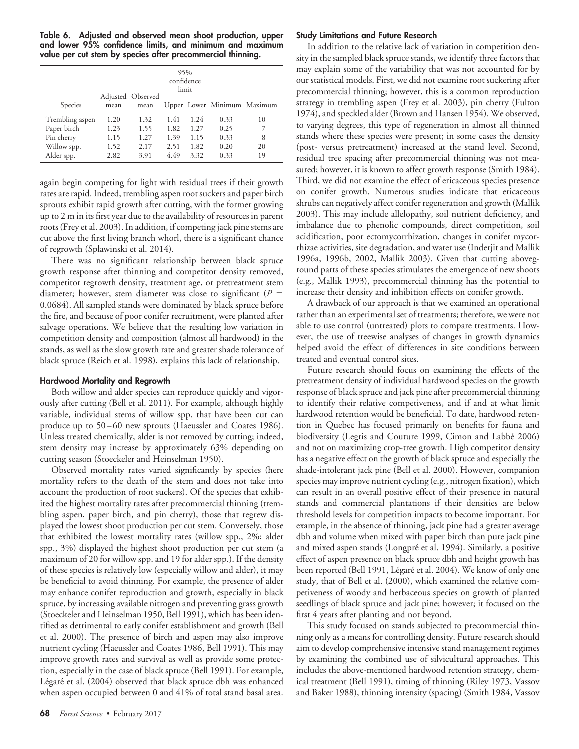**Table 6. Adjusted and observed mean shoot production, upper and lower 95% confidence limits, and minimum and maximum value per cut stem by species after precommercial thinning.**

| Species | Adjusted mean | Observed mean | 95% confidence limit | | Minimum | Maximum |
|---|---|---|---|---|---|---|
| | | | Upper | Lower | | |
| Trembling aspen | 1.20 | 1.32 | 1.41 | 1.24 | 0.33 | 10 |
| Paper birch | 1.23 | 1.55 | 1.82 | 1.27 | 0.25 | 7 |
| Pin cherry | 1.15 | 1.27 | 1.39 | 1.15 | 0.33 | 8 |
| Willow spp. | 1.52 | 2.17 | 2.51 | 1.82 | 0.20 | 20 |
| Alder spp. | 2.82 | 3.91 | 4.49 | 3.32 | 0.33 | 19 |

again begin competing for light with residual trees if their growth rates are rapid. Indeed, trembling aspen root suckers and paper birch sprouts exhibit rapid growth after cutting, with the former growing up to 2 m in its first year due to the availability of resources in parent roots (Frey et al. 2003). In addition, if competing jack pine stems are cut above the first living branch whorl, there is a significant chance of regrowth (Splawinski et al. 2014).

There was no significant relationship between black spruce growth response after thinning and competitor density removed, competitor regrowth density, treatment age, or pretreatment stem diameter; however, stem diameter was close to significant ($P = 0.0684$). All sampled stands were dominated by black spruce before the fire, and because of poor conifer recruitment, were planted after salvage operations. We believe that the resulting low variation in competition density and composition (almost all hardwood) in the stands, as well as the slow growth rate and greater shade tolerance of black spruce (Reich et al. 1998), explains this lack of relationship.

#### Hardwood Mortality and Regrowth

Both willow and alder species can reproduce quickly and vigorously after cutting (Bell et al. 2011). For example, although highly variable, individual stems of willow spp. that have been cut can produce up to 50–60 new sprouts (Haeussler and Coates 1986). Unless treated chemically, alder is not removed by cutting; indeed, stem density may increase by approximately 63% depending on cutting season (Stoeckeler and Heinselman 1950).

Observed mortality rates varied significantly by species (here mortality refers to the death of the stem and does not take into account the production of root suckers). Of the species that exhibited the highest mortality rates after precommercial thinning (trembling aspen, paper birch, and pin cherry), those that regrew displayed the lowest shoot production per cut stem. Conversely, those that exhibited the lowest mortality rates (willow spp., 2%; alder spp., 3%) displayed the highest shoot production per cut stem (a maximum of 20 for willow spp. and 19 for alder spp.). If the density of these species is relatively low (especially willow and alder), it may be beneficial to avoid thinning. For example, the presence of alder may enhance conifer reproduction and growth, especially in black spruce, by increasing available nitrogen and preventing grass growth (Stoeckeler and Heinselman 1950, Bell 1991), which has been identified as detrimental to early conifer establishment and growth (Bell et al. 2000). The presence of birch and aspen may also improve nutrient cycling (Haeussler and Coates 1986, Bell 1991). This may improve growth rates and survival as well as provide some protection, especially in the case of black spruce (Bell 1991). For example, Légaré et al. (2004) observed that black spruce dbh was enhanced when aspen occupied between 0 and 41% of total stand basal area.

#### Study Limitations and Future Research

In addition to the relative lack of variation in competition density in the sampled black spruce stands, we identify three factors that may explain some of the variability that was not accounted for by our statistical models. First, we did not examine root suckering after precommercial thinning; however, this is a common reproduction strategy in trembling aspen (Frey et al. 2003), pin cherry (Fulton 1974), and speckled alder (Brown and Hansen 1954). We observed, to varying degrees, this type of regeneration in almost all thinned stands where these species were present; in some cases the density (post- versus pretreatment) increased at the stand level. Second, residual tree spacing after precommercial thinning was not measured; however, it is known to affect growth response (Smith 1984). Third, we did not examine the effect of ericaceous species presence on conifer growth. Numerous studies indicate that ericaceous shrubs can negatively affect conifer regeneration and growth (Mallik 2003). This may include allelopathy, soil nutrient deficiency, and imbalance due to phenolic compounds, direct competition, soil acidification, poor ectomycorrhization, changes in conifer mycorrhizae activities, site degradation, and water use (Inderjit and Mallik 1996a, 1996b, 2002, Mallik 2003). Given that cutting aboveground parts of these species stimulates the emergence of new shoots (e.g., Mallik 1993), precommercial thinning has the potential to increase their density and inhibition effects on conifer growth.

A drawback of our approach is that we examined an operational rather than an experimental set of treatments; therefore, we were not able to use control (untreated) plots to compare treatments. However, the use of treewise analyses of changes in growth dynamics helped avoid the effect of differences in site conditions between treated and eventual control sites.

Future research should focus on examining the effects of the pretreatment density of individual hardwood species on the growth response of black spruce and jack pine after precommercial thinning to identify their relative competiveness, and if and at what limit hardwood retention would be beneficial. To date, hardwood retention in Quebec has focused primarily on benefits for fauna and biodiversity (Legris and Couture 1999, Cimon and Labbé 2006) and not on maximizing crop-tree growth. High competitor density has a negative effect on the growth of black spruce and especially the shade-intolerant jack pine (Bell et al. 2000). However, companion species may improve nutrient cycling (e.g., nitrogen fixation), which can result in an overall positive effect of their presence in natural stands and commercial plantations if their densities are below threshold levels for competition impacts to become important. For example, in the absence of thinning, jack pine had a greater average dbh and volume when mixed with paper birch than pure jack pine and mixed aspen stands (Longpré et al. 1994). Similarly, a positive effect of aspen presence on black spruce dbh and height growth has been reported (Bell 1991, Légaré et al. 2004). We know of only one study, that of Bell et al. (2000), which examined the relative competiveness of woody and herbaceous species on growth of planted seedlings of black spruce and jack pine; however, it focused on the first 4 years after planting and not beyond.

This study focused on stands subjected to precommercial thinning only as a means for controlling density. Future research should aim to develop comprehensive intensive stand management regimes by examining the combined use of silvicultural approaches. This includes the above-mentioned hardwood retention strategy, chemical treatment (Bell 1991), timing of thinning (Riley 1973, Vassov and Baker 1988), thinning intensity (spacing) (Smith 1984, Vassov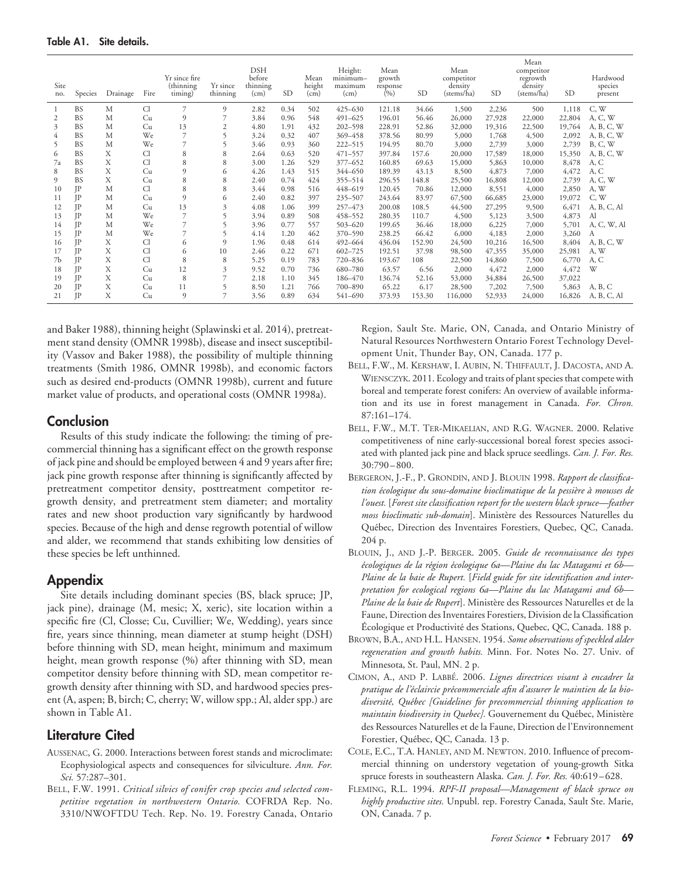**Table A1. Site details.**

| Site no. | Species | Drainage | Fire | Yr since fire (thinning timing) | Yr since thinning | DSH before thinning (cm) | SD | Mean height (cm) | Height: minimum–maximum (cm) | Mean growth response (%) | SD | Mean competitor density (stems/ha) | SD | Mean competitor regrowth density (stems/ha) | SD | Hardwood species present |
|---|---|---|---|---|---|---|---|---|---|---|---|---|---|---|---|---|
| 1 | BS | M | Cl | 7 | 9 | 2.82 | 0.34 | 502 | 425–630 | 121.18 | 34.66 | 1,500 | 2,236 | 500 | 1,118 | C, W |
| 2 | BS | M | Cu | 9 | 7 | 3.84 | 0.96 | 548 | 491–625 | 196.01 | 56.46 | 26,000 | 27,928 | 22,000 | 22,804 | A, C, W |
| 3 | BS | M | Cu | 13 | 2 | 4.80 | 1.91 | 432 | 202–598 | 228.91 | 52.86 | 32,000 | 19,316 | 22,500 | 19,764 | A, B, C, W |
| 4 | BS | M | We | 7 | 5 | 3.24 | 0.32 | 407 | 369–458 | 378.56 | 80.99 | 5,000 | 1,768 | 4,500 | 2,092 | A, B, C, W |
| 5 | BS | M | We | 7 | 5 | 3.46 | 0.93 | 360 | 222–515 | 194.95 | 80.70 | 3,000 | 2,739 | 3,000 | 2,739 | B, C, W |
| 6 | BS | X | Cl | 8 | 8 | 2.64 | 0.63 | 520 | 471–557 | 397.84 | 157.6 | 20,000 | 17,589 | 18,000 | 15,350 | A, B, C, W |
| 7a | BS | X | Cl | 8 | 8 | 3.00 | 1.26 | 529 | 377–652 | 160.85 | 69.63 | 15,000 | 5,863 | 10,000 | 8,478 | A, C |
| 8 | BS | X | Cu | 9 | 6 | 4.26 | 1.43 | 515 | 344–650 | 189.39 | 43.13 | 8,500 | 4,873 | 7,000 | 4,472 | A, C |
| 9 | BS | X | Cu | 8 | 8 | 2.40 | 0.74 | 424 | 355–514 | 296.55 | 148.8 | 25,500 | 16,808 | 12,000 | 2,739 | A, C, W |
| 10 | JP | M | Cl | 8 | 8 | 3.44 | 0.98 | 516 | 448–619 | 120.45 | 70.86 | 12,000 | 8,551 | 4,000 | 2,850 | A, W |
| 11 | JP | M | Cu | 9 | 6 | 2.40 | 0.82 | 397 | 235–507 | 243.64 | 83.97 | 67,500 | 66,685 | 23,000 | 19,072 | C, W |
| 12 | JP | M | Cu | 13 | 3 | 4.08 | 1.06 | 399 | 257–473 | 200.08 | 108.5 | 44,500 | 27,295 | 9,500 | 6,471 | A, B, C, Al |
| 13 | JP | M | We | 7 | 5 | 3.94 | 0.89 | 508 | 458–552 | 280.35 | 110.7 | 4,500 | 5,123 | 3,500 | 4,873 | Al |
| 14 | JP | M | We | 7 | 5 | 3.96 | 0.77 | 557 | 503–620 | 199.65 | 36.46 | 18,000 | 6,225 | 7,000 | 5,701 | A, C, W, Al |
| 15 | JP | M | We | 7 | 5 | 4.14 | 1.20 | 462 | 370–590 | 238.25 | 66.42 | 6,000 | 4,183 | 2,000 | 3,260 | A |
| 16 | JP | X | Cl | 6 | 9 | 1.96 | 0.48 | 614 | 492–664 | 436.04 | 152.90 | 24,500 | 10,216 | 16,500 | 8,404 | A, B, C, W |
| 17 | JP | X | Cl | 6 | 10 | 2.46 | 0.22 | 671 | 602–725 | 192.51 | 37.98 | 98,500 | 47,355 | 35,000 | 25,981 | A, W |
| 7b | JP | X | Cl | 8 | 8 | 5.25 | 0.19 | 783 | 720–836 | 193.67 | 108 | 22,500 | 14,860 | 7,500 | 6,770 | A, C |
| 18 | JP | X | Cu | 12 | 3 | 9.52 | 0.70 | 736 | 680–780 | 63.57 | 6.56 | 2,000 | 4,472 | 2,000 | 4,472 | W |
| 19 | JP | X | Cu | 8 | 7 | 2.18 | 1.10 | 345 | 186–470 | 136.74 | 52.16 | 53,000 | 34,884 | 26,500 | 37,022 | |
| 20 | JP | X | Cu | 11 | 5 | 8.50 | 1.21 | 766 | 700–890 | 65.22 | 6.17 | 28,500 | 7,202 | 7,500 | 5,863 | A, B, C |
| 21 | JP | X | Cu | 9 | 7 | 3.56 | 0.89 | 634 | 541–690 | 373.93 | 153.30 | 116,000 | 52,933 | 24,000 | 16,826 | A, B, C, Al |

and Baker 1988), thinning height (Splawinski et al. 2014), pretreatment stand density (OMNR 1998b), disease and insect susceptibility (Vassov and Baker 1988), the possibility of multiple thinning treatments (Smith 1986, OMNR 1998b), and economic factors such as desired end-products (OMNR 1998b), current and future market value of products, and operational costs (OMNR 1998a).

## Conclusion

Results of this study indicate the following: the timing of precommercial thinning has a significant effect on the growth response of jack pine and should be employed between 4 and 9 years after fire; jack pine growth response after thinning is significantly affected by pretreatment competitor density, posttreatment competitor regrowth density, and pretreatment stem diameter; and mortality rates and new shoot production vary significantly by hardwood species. Because of the high and dense regrowth potential of willow and alder, we recommend that stands exhibiting low densities of these species be left unthinned.

## Appendix

Site details including dominant species (BS, black spruce; JP, jack pine), drainage (M, mesic; X, xeric), site location within a specific fire (Cl, Closse; Cu, Cuvillier; We, Wedding), years since fire, years since thinning, mean diameter at stump height (DSH) before thinning with SD, mean height, minimum and maximum height, mean growth response (%) after thinning with SD, mean competitor density before thinning with SD, mean competitor regrowth density after thinning with SD, and hardwood species present (A, aspen; B, birch; C, cherry; W, willow spp.; Al, alder spp.) are shown in Table A1.

## Literature Cited

AUSSENAC, G. 2000. Interactions between forest stands and microclimate: Ecophysiological aspects and consequences for silviculture. *Ann. For. Sci.* 57:287–301.

BELL, F.W. 1991. *Critical silvics of conifer crop species and selected competitive vegetation in northwestern Ontario.* COFRDA Rep. No. 3310/NWOFTDU Tech. Rep. No. 19. Forestry Canada, Ontario Region, Sault Ste. Marie, ON, Canada, and Ontario Ministry of Natural Resources Northwestern Ontario Forest Technology Development Unit, Thunder Bay, ON, Canada. 177 p.

BELL, F.W., M. KERSHAW, I. AUBIN, N. THIFFAULT, J. DACOSTA, AND A. WIENSCZYK. 2011. Ecology and traits of plant species that compete with boreal and temperate forest conifers: An overview of available information and its use in forest management in Canada. *For. Chron.* 87:161–174.

BELL, F.W., M.T. TER-MIKAELIAN, AND R.G. WAGNER. 2000. Relative competitiveness of nine early-successional boreal forest species associated with planted jack pine and black spruce seedlings. *Can. J. For. Res.* 30:790–800.

BERGERON, J.-F., P. GRONDIN, AND J. BLOUIN 1998. *Rapport de classification écologique du sous-domaine bioclimatique de la pessière à mousses de l'ouest.* [*Forest site classification report for the western black spruce—feather moss bioclimatic sub-domain*]. Ministère des Ressources Naturelles du Québec, Direction des Inventaires Forestiers, Quebec, QC, Canada. 204 p.

BLOUIN, J., AND J.-P. BERGER. 2005. *Guide de reconnaissance des types écologiques de la région écologique 6a—Plaine du lac Matagami et 6b—Plaine de la baie de Rupert.* [*Field guide for site identification and interpretation for ecological regions 6a—Plaine du lac Matagami and 6b—Plaine de la baie de Rupert*]. Ministère des Ressources Naturelles et de la Faune, Direction des Inventaires Forestiers, Division de la Classification Écologique et Productivité des Stations, Quebec, QC, Canada. 188 p.

BROWN, B.A., AND H.L. HANSEN. 1954. *Some observations of speckled alder regeneration and growth habits.* Minn. For. Notes No. 27. Univ. of Minnesota, St. Paul, MN. 2 p.

CIMON, A., AND P. LABBÉ. 2006. *Lignes directrices visant à encadrer la pratique de l'éclaircie précommerciale afin d'assurer le maintien de la biodiversité, Québec [Guidelines for precommercial thinning application to maintain biodiversity in Quebec].* Gouvernement du Québec, Ministère des Ressources Naturelles et de la Faune, Direction de l'Environnement Forestier, Québec, QC, Canada. 13 p.

COLE, E.C., T.A. HANLEY, AND M. NEWTON. 2010. Influence of precommercial thinning on understory vegetation of young-growth Sitka spruce forests in southeastern Alaska. *Can. J. For. Res.* 40:619–628.

FLEMING, R.L. 1994. *RPF-II proposal—Management of black spruce on highly productive sites.* Unpubl. rep. Forestry Canada, Sault Ste. Marie, ON, Canada. 7 p.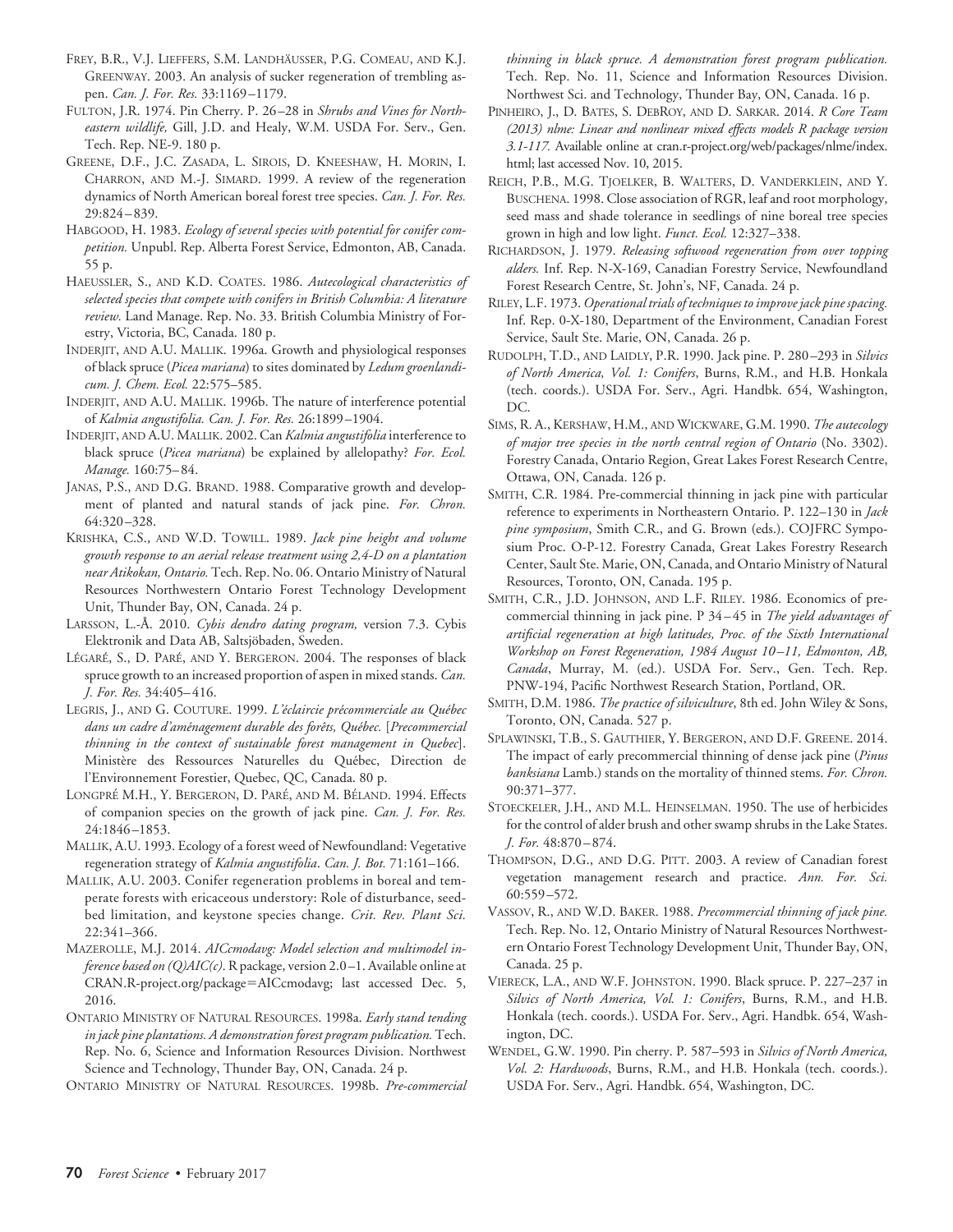FREY, B.R., V.J. LIEFFERS, S.M. LANDHÄUSSER, P.G. COMEAU, AND K.J. GREENWAY. 2003. An analysis of sucker regeneration of trembling aspen. *Can. J. For. Res.* 33:1169–1179.

FULTON, J.R. 1974. Pin Cherry. P. 26–28 in *Shrubs and Vines for Northeastern wildlife,* Gill, J.D. and Healy, W.M. USDA For. Serv., Gen. Tech. Rep. NE-9. 180 p.

GREENE, D.F., J.C. ZASADA, L. SIROIS, D. KNEESHAW, H. MORIN, I. CHARRON, AND M.-J. SIMARD. 1999. A review of the regeneration dynamics of North American boreal forest tree species. *Can. J. For. Res.* 29:824–839.

HABGOOD, H. 1983. *Ecology of several species with potential for conifer competition.* Unpubl. Rep. Alberta Forest Service, Edmonton, AB, Canada. 55 p.

HAEUSSLER, S., AND K.D. COATES. 1986. *Autecological characteristics of selected species that compete with conifers in British Columbia: A literature review.* Land Manage. Rep. No. 33. British Columbia Ministry of Forestry, Victoria, BC, Canada. 180 p.

INDERJIT, AND A.U. MALLIK. 1996a. Growth and physiological responses of black spruce (*Picea mariana*) to sites dominated by *Ledum groenlandicum. J. Chem. Ecol.* 22:575–585.

INDERJIT, AND A.U. MALLIK. 1996b. The nature of interference potential of *Kalmia angustifolia. Can. J. For. Res.* 26:1899–1904.

INDERJIT, AND A.U. MALLIK. 2002. Can *Kalmia angustifolia* interference to black spruce (*Picea mariana*) be explained by allelopathy? *For. Ecol. Manage.* 160:75–84.

JANAS, P.S., AND D.G. BRAND. 1988. Comparative growth and development of planted and natural stands of jack pine. *For. Chron.* 64:320–328.

KRISHKA, C.S., AND W.D. TOWILL. 1989. *Jack pine height and volume growth response to an aerial release treatment using 2,4-D on a plantation near Atikokan, Ontario.* Tech. Rep. No. 06. Ontario Ministry of Natural Resources Northwestern Ontario Forest Technology Development Unit, Thunder Bay, ON, Canada. 24 p.

LARSSON, L.-Å. 2010. *Cybis dendro dating program,* version 7.3. Cybis Elektronik and Data AB, Saltsjöbaden, Sweden.

LÉGARÉ, S., D. PARÉ, AND Y. BERGERON. 2004. The responses of black spruce growth to an increased proportion of aspen in mixed stands. *Can. J. For. Res.* 34:405–416.

LEGRIS, J., AND G. COUTURE. 1999. *L'éclaircie précommerciale au Québec dans un cadre d'aménagement durable des forêts, Québec.* [*Precommercial thinning in the context of sustainable forest management in Quebec*]. Ministère des Ressources Naturelles du Québec, Direction de l'Environnement Forestier, Quebec, QC, Canada. 80 p.

LONGPRÉ M.H., Y. BERGERON, D. PARÉ, AND M. BÉLAND. 1994. Effects of companion species on the growth of jack pine. *Can. J. For. Res.* 24:1846–1853.

MALLIK, A.U. 1993. Ecology of a forest weed of Newfoundland: Vegetative regeneration strategy of *Kalmia angustifolia*. *Can. J. Bot.* 71:161–166.

MALLIK, A.U. 2003. Conifer regeneration problems in boreal and temperate forests with ericaceous understory: Role of disturbance, seedbed limitation, and keystone species change. *Crit. Rev. Plant Sci.* 22:341–366.

MAZEROLLE, M.J. 2014. *AICcmodavg: Model selection and multimodel inference based on (Q)AIC(c)*. R package, version 2.0–1. Available online at CRAN.R-project.org/package=AICcmodavg; last accessed Dec. 5, 2016.

ONTARIO MINISTRY OF NATURAL RESOURCES. 1998a. *Early stand tending in jack pine plantations. A demonstration forest program publication.* Tech. Rep. No. 6, Science and Information Resources Division. Northwest Science and Technology, Thunder Bay, ON, Canada. 24 p.

ONTARIO MINISTRY OF NATURAL RESOURCES. 1998b. *Pre-commercial thinning in black spruce. A demonstration forest program publication.* Tech. Rep. No. 11, Science and Information Resources Division. Northwest Sci. and Technology, Thunder Bay, ON, Canada. 16 p.

PINHEIRO, J., D. BATES, S. DEBROY, AND D. SARKAR. 2014. *R Core Team (2013) nlme: Linear and nonlinear mixed effects models R package version 3.1-117.* Available online at cran.r-project.org/web/packages/nlme/index.html; last accessed Nov. 10, 2015.

REICH, P.B., M.G. TJOELKER, B. WALTERS, D. VANDERKLEIN, AND Y. BUSCHENA. 1998. Close association of RGR, leaf and root morphology, seed mass and shade tolerance in seedlings of nine boreal tree species grown in high and low light. *Funct. Ecol.* 12:327–338.

RICHARDSON, J. 1979. *Releasing softwood regeneration from over topping alders.* Inf. Rep. N-X-169, Canadian Forestry Service, Newfoundland Forest Research Centre, St. John's, NF, Canada. 24 p.

RILEY, L.F. 1973. *Operational trials of techniques to improve jack pine spacing.* Inf. Rep. 0-X-180, Department of the Environment, Canadian Forest Service, Sault Ste. Marie, ON, Canada. 26 p.

RUDOLPH, T.D., AND LAIDLY, P.R. 1990. Jack pine. P. 280–293 in *Silvics of North America, Vol. 1: Conifers*, Burns, R.M., and H.B. Honkala (tech. coords.). USDA For. Serv., Agri. Handbk. 654, Washington, DC.

SIMS, R. A., KERSHAW, H.M., AND WICKWARE, G.M. 1990. *The autecology of major tree species in the north central region of Ontario* (No. 3302). Forestry Canada, Ontario Region, Great Lakes Forest Research Centre, Ottawa, ON, Canada. 126 p.

SMITH, C.R. 1984. Pre-commercial thinning in jack pine with particular reference to experiments in Northeastern Ontario. P. 122–130 in *Jack pine symposium*, Smith C.R., and G. Brown (eds.). COJFRC Symposium Proc. O-P-12. Forestry Canada, Great Lakes Forestry Research Center, Sault Ste. Marie, ON, Canada, and Ontario Ministry of Natural Resources, Toronto, ON, Canada. 195 p.

SMITH, C.R., J.D. JOHNSON, AND L.F. RILEY. 1986. Economics of precommercial thinning in jack pine. P 34–45 in *The yield advantages of artificial regeneration at high latitudes, Proc. of the Sixth International Workshop on Forest Regeneration, 1984 August 10–11, Edmonton, AB, Canada*, Murray, M. (ed.). USDA For. Serv., Gen. Tech. Rep. PNW-194, Pacific Northwest Research Station, Portland, OR.

SMITH, D.M. 1986. *The practice of silviculture*, 8th ed. John Wiley & Sons, Toronto, ON, Canada. 527 p.

SPLAWINSKI, T.B., S. GAUTHIER, Y. BERGERON, AND D.F. GREENE. 2014. The impact of early precommercial thinning of dense jack pine (*Pinus banksiana* Lamb.) stands on the mortality of thinned stems. *For. Chron.* 90:371–377.

STOECKELER, J.H., AND M.L. HEINSELMAN. 1950. The use of herbicides for the control of alder brush and other swamp shrubs in the Lake States. *J. For.* 48:870–874.

THOMPSON, D.G., AND D.G. PITT. 2003. A review of Canadian forest vegetation management research and practice. *Ann. For. Sci.* 60:559–572.

VASSOV, R., AND W.D. BAKER. 1988. *Precommercial thinning of jack pine.* Tech. Rep. No. 12, Ontario Ministry of Natural Resources Northwestern Ontario Forest Technology Development Unit, Thunder Bay, ON, Canada. 25 p.

VIERECK, L.A., AND W.F. JOHNSTON. 1990. Black spruce. P. 227–237 in *Silvics of North America, Vol. 1: Conifers*, Burns, R.M., and H.B. Honkala (tech. coords.). USDA For. Serv., Agri. Handbk. 654, Washington, DC.

WENDEL, G.W. 1990. Pin cherry. P. 587–593 in *Silvics of North America, Vol. 2: Hardwoods*, Burns, R.M., and H.B. Honkala (tech. coords.). USDA For. Serv., Agri. Handbk. 654, Washington, DC.